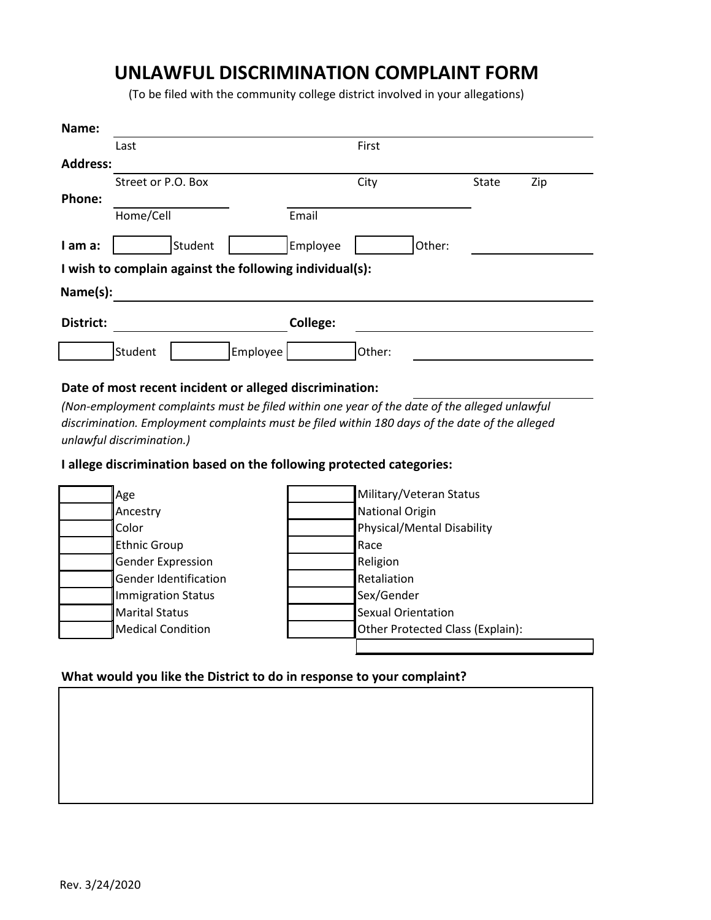# UNLAWFUL DISCRIMINATION COMPLAINT FORM

(To be filed with the community college district involved in your allegations)

**Name:** ______________________________________________
Last &nbsp;&nbsp;&nbsp;&nbsp;&nbsp;&nbsp;&nbsp;&nbsp;&nbsp;&nbsp;&nbsp;&nbsp;&nbsp;&nbsp;&nbsp;&nbsp;&nbsp;&nbsp;&nbsp;&nbsp; First

**Address:** ______________________________________________
Street or P.O. Box &nbsp;&nbsp;&nbsp;&nbsp;&nbsp;&nbsp;&nbsp;&nbsp; City &nbsp;&nbsp;&nbsp;&nbsp;&nbsp;&nbsp;&nbsp;&nbsp; State &nbsp;&nbsp;&nbsp; Zip

**Phone:** ____________________ &nbsp;&nbsp;&nbsp;&nbsp; ____________________
Home/Cell &nbsp;&nbsp;&nbsp;&nbsp;&nbsp;&nbsp;&nbsp;&nbsp;&nbsp;&nbsp;&nbsp;&nbsp;&nbsp;&nbsp;&nbsp;&nbsp;&nbsp;&nbsp;&nbsp;&nbsp; Email

**I am a:** ☐ Student ☐ Employee ☐ Other: ____________________

**I wish to complain against the following individual(s):**

**Name(s):** ______________________________________________

**District:** ____________________ **College:** ____________________

☐ Student ☐ Employee ☐ Other: ____________________

**Date of most recent incident or alleged discrimination:** ____________________

*(Non-employment complaints must be filed within one year of the date of the alleged unlawful discrimination. Employment complaints must be filed within 180 days of the date of the alleged unlawful discrimination.)*

**I allege discrimination based on the following protected categories:**

| | | | |
|---|---|---|---|
| ☐ | Age | ☐ | Military/Veteran Status |
| ☐ | Ancestry | ☐ | National Origin |
| ☐ | Color | ☐ | Physical/Mental Disability |
| ☐ | Ethnic Group | ☐ | Race |
| ☐ | Gender Expression | ☐ | Religion |
| ☐ | Gender Identification | ☐ | Retaliation |
| ☐ | Immigration Status | ☐ | Sex/Gender |
| ☐ | Marital Status | ☐ | Sexual Orientation |
| ☐ | Medical Condition | ☐ | Other Protected Class (Explain): |
| | | | ____________________ |

**What would you like the District to do in response to your complaint?**

| |
|---|
| |

Rev. 3/24/2020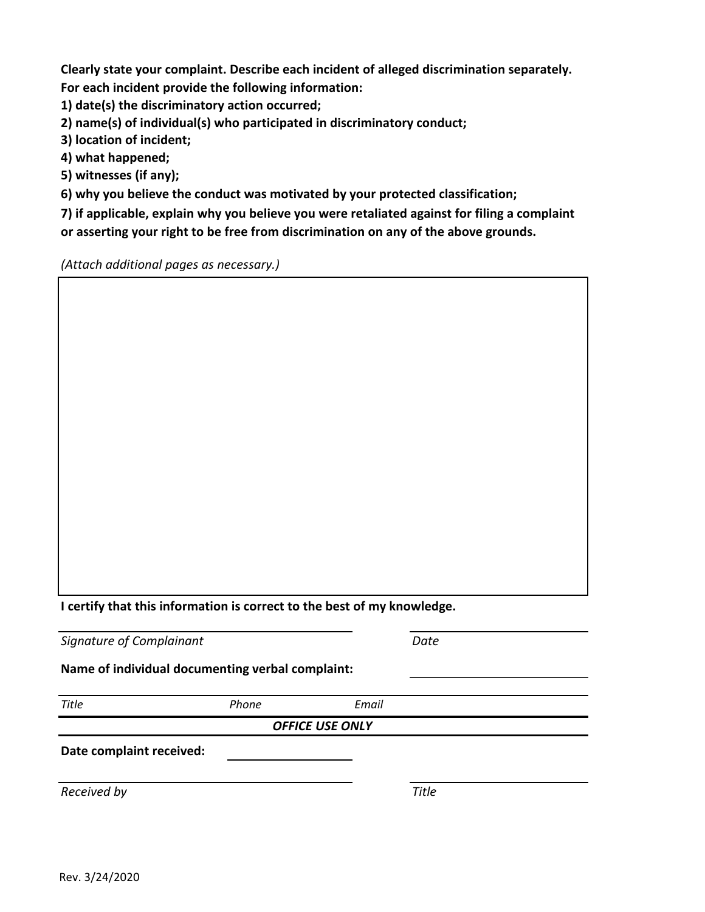**Clearly state your complaint. Describe each incident of alleged discrimination separately. For each incident provide the following information:**

**1) date(s) the discriminatory action occurred;**

**2) name(s) of individual(s) who participated in discriminatory conduct;**

**3) location of incident;**

**4) what happened;**

**5) witnesses (if any);**

**6) why you believe the conduct was motivated by your protected classification;**

**7) if applicable, explain why you believe you were retaliated against for filing a complaint or asserting your right to be free from discrimination on any of the above grounds.**

*(Attach additional pages as necessary.)*

**I certify that this information is correct to the best of my knowledge.**

*Signature of Complainant* *Date*

**Name of individual documenting verbal complaint:**

*Title* *Phone* *Email*

***OFFICE USE ONLY***

**Date complaint received:**

*Received by* *Title*

Rev. 3/24/2020